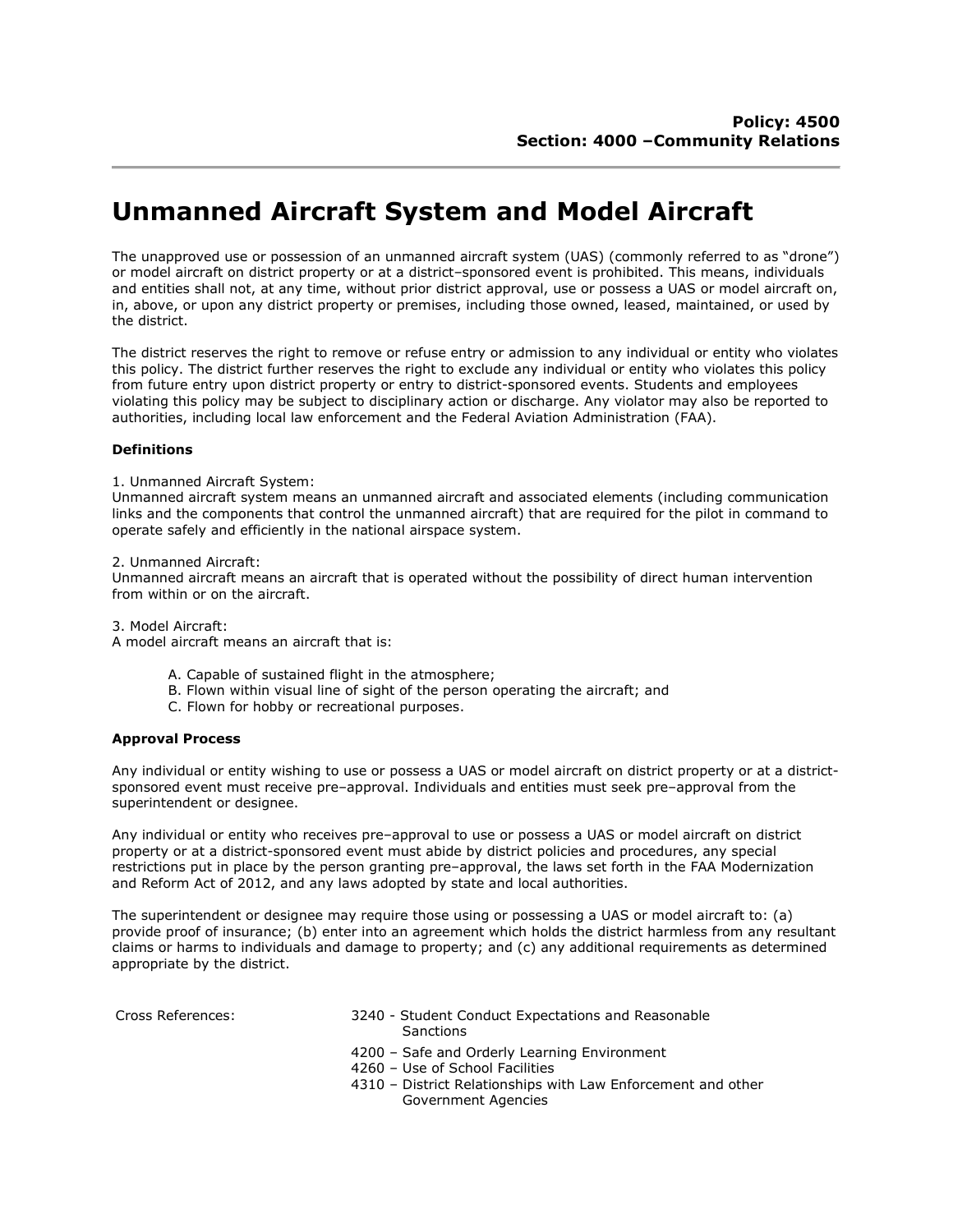**Policy: 4500**
**Section: 4000 –Community Relations**

# Unmanned Aircraft System and Model Aircraft

The unapproved use or possession of an unmanned aircraft system (UAS) (commonly referred to as "drone") or model aircraft on district property or at a district–sponsored event is prohibited. This means, individuals and entities shall not, at any time, without prior district approval, use or possess a UAS or model aircraft on, in, above, or upon any district property or premises, including those owned, leased, maintained, or used by the district.

The district reserves the right to remove or refuse entry or admission to any individual or entity who violates this policy. The district further reserves the right to exclude any individual or entity who violates this policy from future entry upon district property or entry to district-sponsored events. Students and employees violating this policy may be subject to disciplinary action or discharge. Any violator may also be reported to authorities, including local law enforcement and the Federal Aviation Administration (FAA).

**Definitions**

1. Unmanned Aircraft System:
Unmanned aircraft system means an unmanned aircraft and associated elements (including communication links and the components that control the unmanned aircraft) that are required for the pilot in command to operate safely and efficiently in the national airspace system.

2. Unmanned Aircraft:
Unmanned aircraft means an aircraft that is operated without the possibility of direct human intervention from within or on the aircraft.

3. Model Aircraft:
A model aircraft means an aircraft that is:

A. Capable of sustained flight in the atmosphere;
B. Flown within visual line of sight of the person operating the aircraft; and
C. Flown for hobby or recreational purposes.

**Approval Process**

Any individual or entity wishing to use or possess a UAS or model aircraft on district property or at a district-sponsored event must receive pre–approval. Individuals and entities must seek pre–approval from the superintendent or designee.

Any individual or entity who receives pre–approval to use or possess a UAS or model aircraft on district property or at a district-sponsored event must abide by district policies and procedures, any special restrictions put in place by the person granting pre–approval, the laws set forth in the FAA Modernization and Reform Act of 2012, and any laws adopted by state and local authorities.

The superintendent or designee may require those using or possessing a UAS or model aircraft to: (a) provide proof of insurance; (b) enter into an agreement which holds the district harmless from any resultant claims or harms to individuals and damage to property; and (c) any additional requirements as determined appropriate by the district.

Cross References:

3240 - Student Conduct Expectations and Reasonable Sanctions
4200 – Safe and Orderly Learning Environment
4260 – Use of School Facilities
4310 – District Relationships with Law Enforcement and other Government Agencies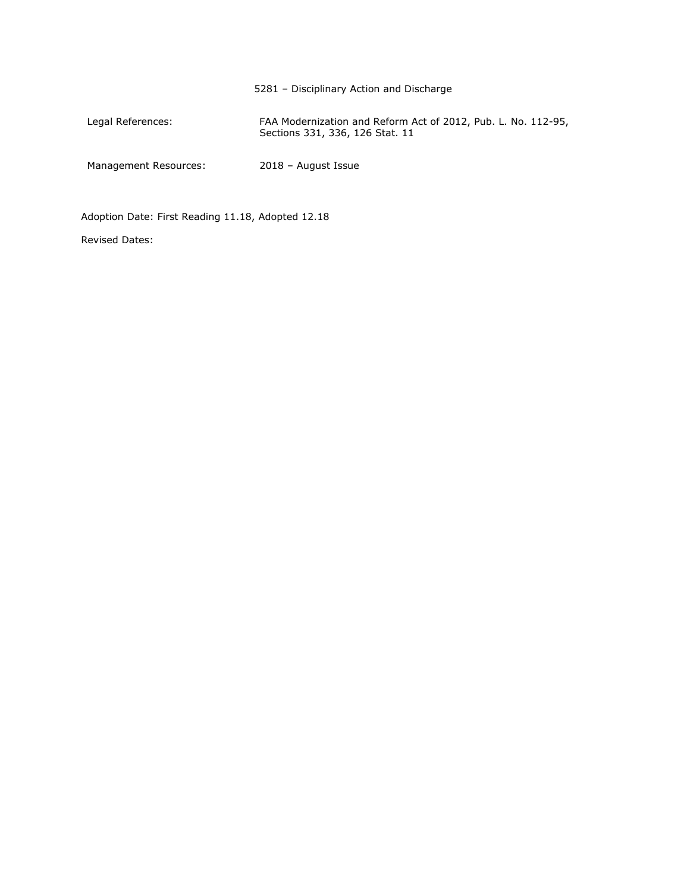5281 – Disciplinary Action and Discharge

| | |
|---|---|
| Legal References: | FAA Modernization and Reform Act of 2012, Pub. L. No. 112-95, Sections 331, 336, 126 Stat. 11 |
| Management Resources: | 2018 – August Issue |

Adoption Date: First Reading 11.18, Adopted 12.18

Revised Dates: